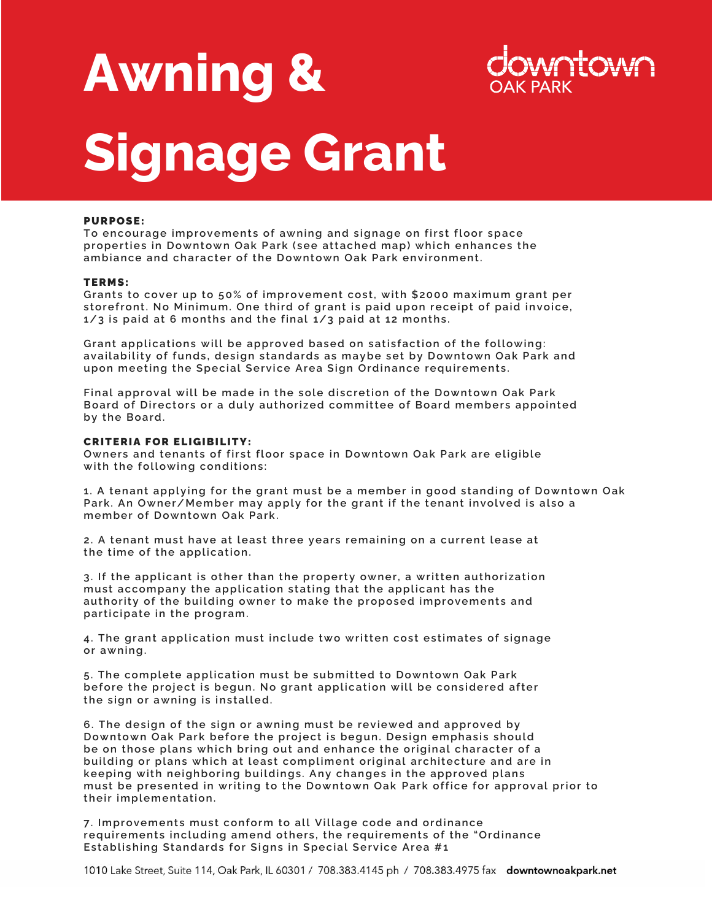# Awning & Signage Grant

downtown OAK PARK

**PURPOSE:**
To encourage improvements of awning and signage on first floor space properties in Downtown Oak Park (see attached map) which enhances the ambiance and character of the Downtown Oak Park environment.

**TERMS:**
Grants to cover up to 50% of improvement cost, with $2000 maximum grant per storefront. No Minimum. One third of grant is paid upon receipt of paid invoice, 1/3 is paid at 6 months and the final 1/3 paid at 12 months.

Grant applications will be approved based on satisfaction of the following: availability of funds, design standards as maybe set by Downtown Oak Park and upon meeting the Special Service Area Sign Ordinance requirements.

Final approval will be made in the sole discretion of the Downtown Oak Park Board of Directors or a duly authorized committee of Board members appointed by the Board.

**CRITERIA FOR ELIGIBILITY:**
Owners and tenants of first floor space in Downtown Oak Park are eligible with the following conditions:

1. A tenant applying for the grant must be a member in good standing of Downtown Oak Park. An Owner/Member may apply for the grant if the tenant involved is also a member of Downtown Oak Park.

2. A tenant must have at least three years remaining on a current lease at the time of the application.

3. If the applicant is other than the property owner, a written authorization must accompany the application stating that the applicant has the authority of the building owner to make the proposed improvements and participate in the program.

4. The grant application must include two written cost estimates of signage or awning.

5. The complete application must be submitted to Downtown Oak Park before the project is begun. No grant application will be considered after the sign or awning is installed.

6. The design of the sign or awning must be reviewed and approved by Downtown Oak Park before the project is begun. Design emphasis should be on those plans which bring out and enhance the original character of a building or plans which at least compliment original architecture and are in keeping with neighboring buildings. Any changes in the approved plans must be presented in writing to the Downtown Oak Park office for approval prior to their implementation.

7. Improvements must conform to all Village code and ordinance requirements including amend others, the requirements of the "Ordinance Establishing Standards for Signs in Special Service Area #1

1010 Lake Street, Suite 114, Oak Park, IL 60301 / 708.383.4145 ph / 708.383.4975 fax **downtownoakpark.net**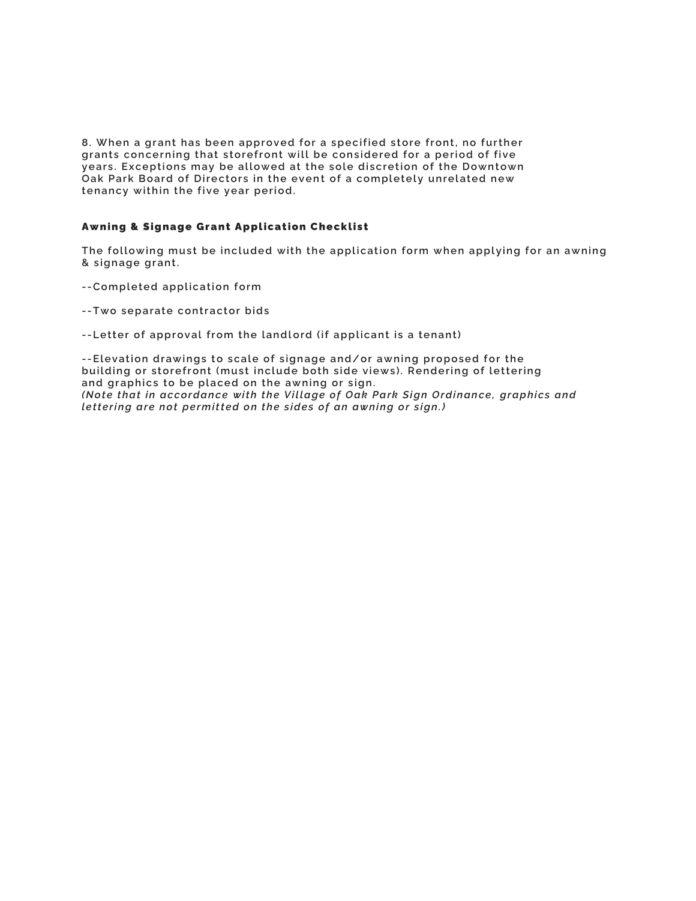8. When a grant has been approved for a specified store front, no further grants concerning that storefront will be considered for a period of five years. Exceptions may be allowed at the sole discretion of the Downtown Oak Park Board of Directors in the event of a completely unrelated new tenancy within the five year period.

### Awning & Signage Grant Application Checklist

The following must be included with the application form when applying for an awning & signage grant.

--Completed application form

--Two separate contractor bids

--Letter of approval from the landlord (if applicant is a tenant)

--Elevation drawings to scale of signage and/or awning proposed for the building or storefront (must include both side views). Rendering of lettering and graphics to be placed on the awning or sign.
*(Note that in accordance with the Village of Oak Park Sign Ordinance, graphics and lettering are not permitted on the sides of an awning or sign.)*